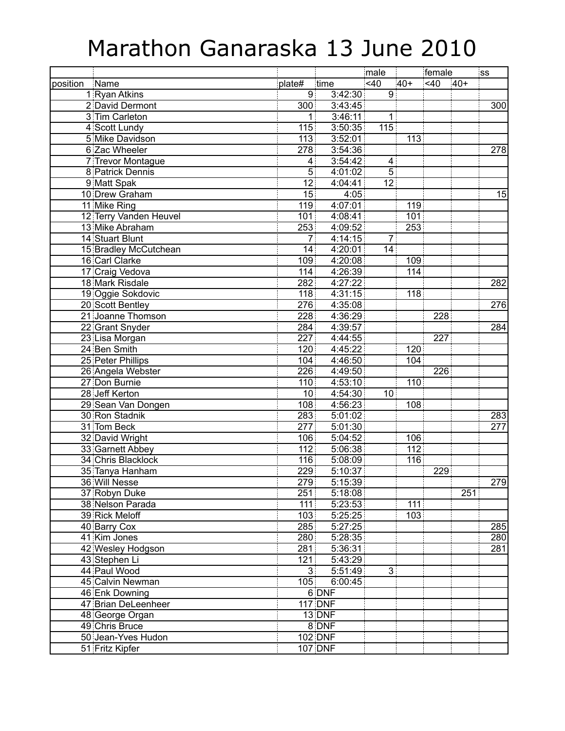# Marathon Ganaraska 13 June 2010

| | | | | male | | female | | ss |
|---|---|---|---|---|---|---|---|---|
| position | Name | plate# | time | <40 | 40+ | <40 | 40+ | |
| 1 | Ryan Atkins | 9 | 3:42:30 | 9 | | | | |
| 2 | David Dermont | 300 | 3:43:45 | | | | | 300 |
| 3 | Tim Carleton | 1 | 3:46:11 | 1 | | | | |
| 4 | Scott Lundy | 115 | 3:50:35 | 115 | | | | |
| 5 | Mike Davidson | 113 | 3:52:01 | | 113 | | | |
| 6 | Zac Wheeler | 278 | 3:54:36 | | | | | 278 |
| 7 | Trevor Montague | 4 | 3:54:42 | 4 | | | | |
| 8 | Patrick Dennis | 5 | 4:01:02 | 5 | | | | |
| 9 | Matt Spak | 12 | 4:04:41 | 12 | | | | |
| 10 | Drew Graham | 15 | 4:05 | | | | | 15 |
| 11 | Mike Ring | 119 | 4:07:01 | | 119 | | | |
| 12 | Terry Vanden Heuvel | 101 | 4:08:41 | | 101 | | | |
| 13 | Mike Abraham | 253 | 4:09:52 | | 253 | | | |
| 14 | Stuart Blunt | 7 | 4:14:15 | 7 | | | | |
| 15 | Bradley McCutchean | 14 | 4:20:01 | 14 | | | | |
| 16 | Carl Clarke | 109 | 4:20:08 | | 109 | | | |
| 17 | Craig Vedova | 114 | 4:26:39 | | 114 | | | |
| 18 | Mark Risdale | 282 | 4:27:22 | | | | | 282 |
| 19 | Oggie Sokdovic | 118 | 4:31:15 | | 118 | | | |
| 20 | Scott Bentley | 276 | 4:35:08 | | | | | 276 |
| 21 | Joanne Thomson | 228 | 4:36:29 | | | 228 | | |
| 22 | Grant Snyder | 284 | 4:39:57 | | | | | 284 |
| 23 | Lisa Morgan | 227 | 4:44:55 | | | 227 | | |
| 24 | Ben Smith | 120 | 4:45:22 | | 120 | | | |
| 25 | Peter Phillips | 104 | 4:46:50 | | 104 | | | |
| 26 | Angela Webster | 226 | 4:49:50 | | | 226 | | |
| 27 | Don Burnie | 110 | 4:53:10 | | 110 | | | |
| 28 | Jeff Kerton | 10 | 4:54:30 | 10 | | | | |
| 29 | Sean Van Dongen | 108 | 4:56:23 | | 108 | | | |
| 30 | Ron Stadnik | 283 | 5:01:02 | | | | | 283 |
| 31 | Tom Beck | 277 | 5:01:30 | | | | | 277 |
| 32 | David Wright | 106 | 5:04:52 | | 106 | | | |
| 33 | Garnett Abbey | 112 | 5:06:38 | | 112 | | | |
| 34 | Chris Blacklock | 116 | 5:08:09 | | 116 | | | |
| 35 | Tanya Hanham | 229 | 5:10:37 | | | 229 | | |
| 36 | Will Nesse | 279 | 5:15:39 | | | | | 279 |
| 37 | Robyn Duke | 251 | 5:18:08 | | | | 251 | |
| 38 | Nelson Parada | 111 | 5:23:53 | | 111 | | | |
| 39 | Rick Meloff | 103 | 5:25:25 | | 103 | | | |
| 40 | Barry Cox | 285 | 5:27:25 | | | | | 285 |
| 41 | Kim Jones | 280 | 5:28:35 | | | | | 280 |
| 42 | Wesley Hodgson | 281 | 5:36:31 | | | | | 281 |
| 43 | Stephen Li | 121 | 5:43:29 | | | | | |
| 44 | Paul Wood | 3 | 5:51:49 | 3 | | | | |
| 45 | Calvin Newman | 105 | 6:00:45 | | | | | |
| 46 | Enk Downing | 6 | DNF | | | | | |
| 47 | Brian DeLeenheer | 117 | DNF | | | | | |
| 48 | George Organ | 13 | DNF | | | | | |
| 49 | Chris Bruce | 8 | DNF | | | | | |
| 50 | Jean-Yves Hudon | 102 | DNF | | | | | |
| 51 | Fritz Kipfer | 107 | DNF | | | | | |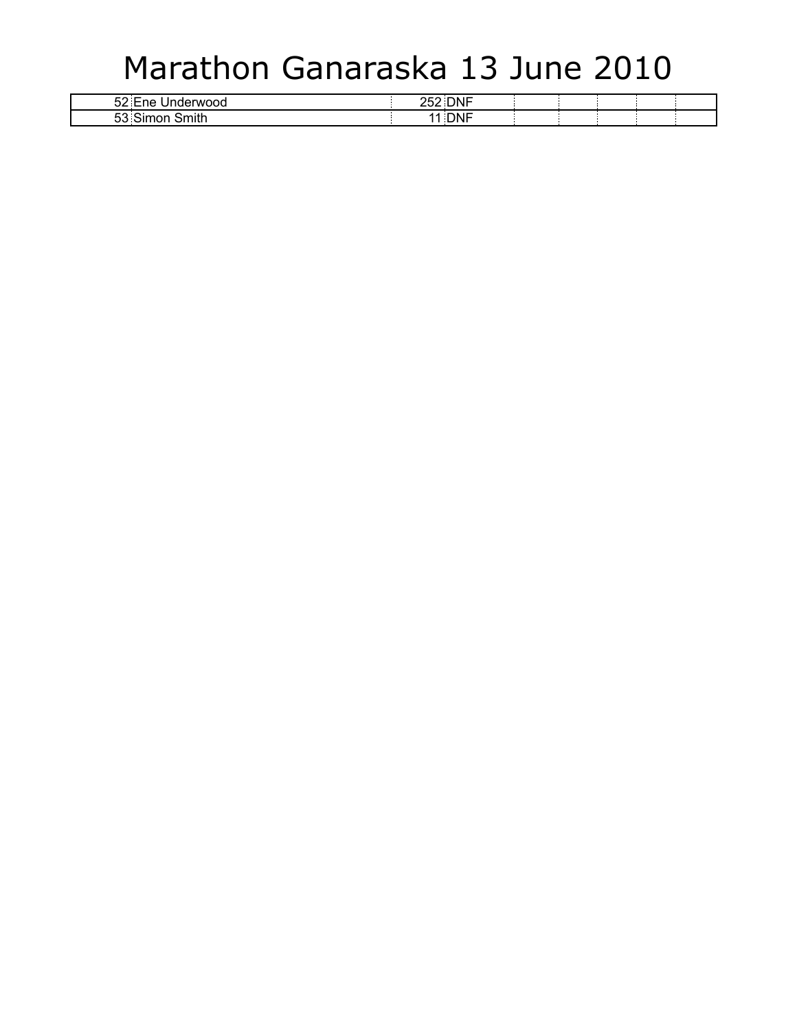# Marathon Ganaraska 13 June 2010

| | | | | | | | | | |
|---|---|---|---|---|---|---|---|---|---|
| 52 | Ene Underwood | 252 | DNF | | | | | | |
| 53 | Simon Smith | 11 | DNF | | | | | | |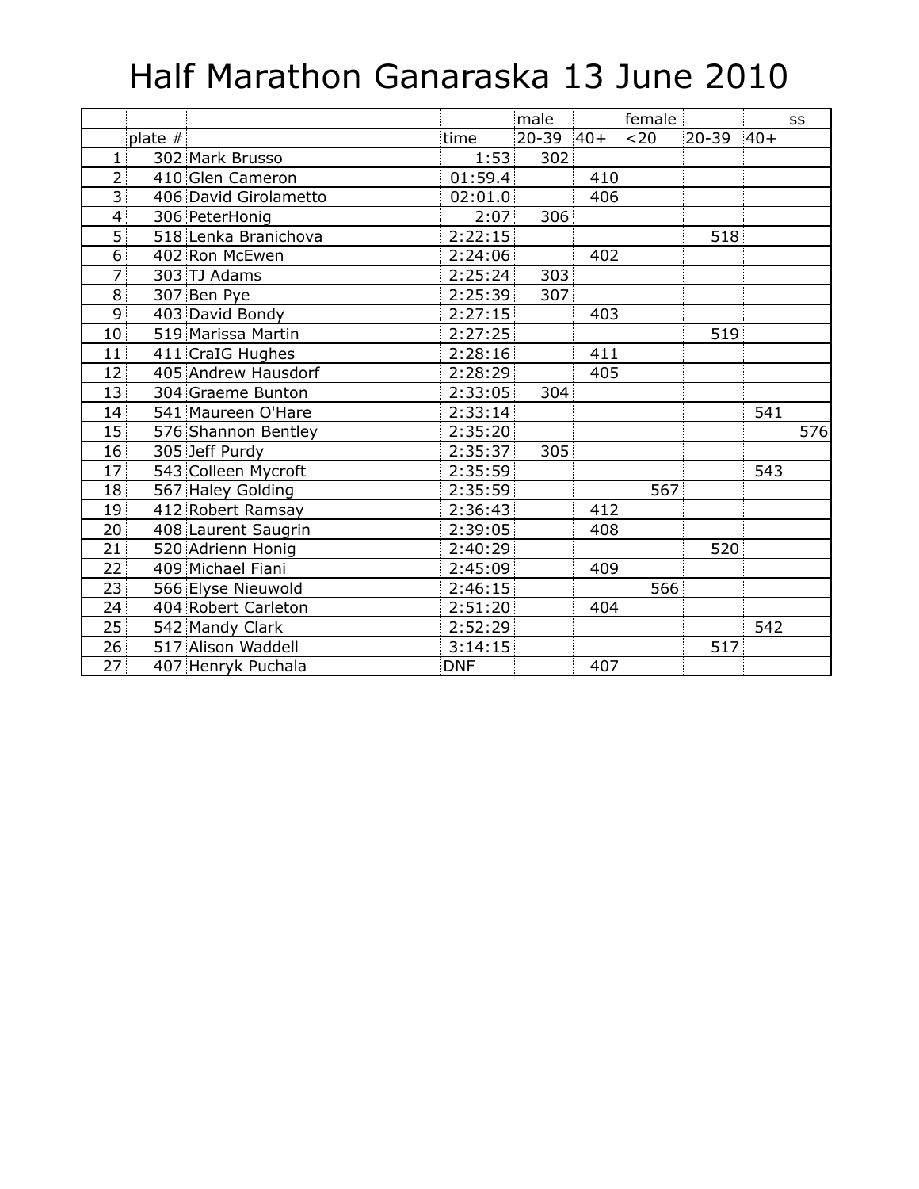# Half Marathon Ganaraska 13 June 2010

| | | | | male | | female | | | ss |
|---|---|---|---|---|---|---|---|---|---|
| | plate # | | time | 20-39 | 40+ | <20 | 20-39 | 40+ | |
| 1 | 302 | Mark Brusso | 1:53 | 302 | | | | | |
| 2 | 410 | Glen Cameron | 01:59.4 | | 410 | | | | |
| 3 | 406 | David Girolametto | 02:01.0 | | 406 | | | | |
| 4 | 306 | PeterHonig | 2:07 | 306 | | | | | |
| 5 | 518 | Lenka Branichova | 2:22:15 | | | | 518 | | |
| 6 | 402 | Ron McEwen | 2:24:06 | | 402 | | | | |
| 7 | 303 | TJ Adams | 2:25:24 | 303 | | | | | |
| 8 | 307 | Ben Pye | 2:25:39 | 307 | | | | | |
| 9 | 403 | David Bondy | 2:27:15 | | 403 | | | | |
| 10 | 519 | Marissa Martin | 2:27:25 | | | | 519 | | |
| 11 | 411 | CraIG Hughes | 2:28:16 | | 411 | | | | |
| 12 | 405 | Andrew Hausdorf | 2:28:29 | | 405 | | | | |
| 13 | 304 | Graeme Bunton | 2:33:05 | 304 | | | | | |
| 14 | 541 | Maureen O'Hare | 2:33:14 | | | | | 541 | |
| 15 | 576 | Shannon Bentley | 2:35:20 | | | | | | 576 |
| 16 | 305 | Jeff Purdy | 2:35:37 | 305 | | | | | |
| 17 | 543 | Colleen Mycroft | 2:35:59 | | | | | 543 | |
| 18 | 567 | Haley Golding | 2:35:59 | | | 567 | | | |
| 19 | 412 | Robert Ramsay | 2:36:43 | | 412 | | | | |
| 20 | 408 | Laurent Saugrin | 2:39:05 | | 408 | | | | |
| 21 | 520 | Adrienn Honig | 2:40:29 | | | | 520 | | |
| 22 | 409 | Michael Fiani | 2:45:09 | | 409 | | | | |
| 23 | 566 | Elyse Nieuwold | 2:46:15 | | | 566 | | | |
| 24 | 404 | Robert Carleton | 2:51:20 | | 404 | | | | |
| 25 | 542 | Mandy Clark | 2:52:29 | | | | | 542 | |
| 26 | 517 | Alison Waddell | 3:14:15 | | | | 517 | | |
| 27 | 407 | Henryk Puchala | DNF | | 407 | | | | |